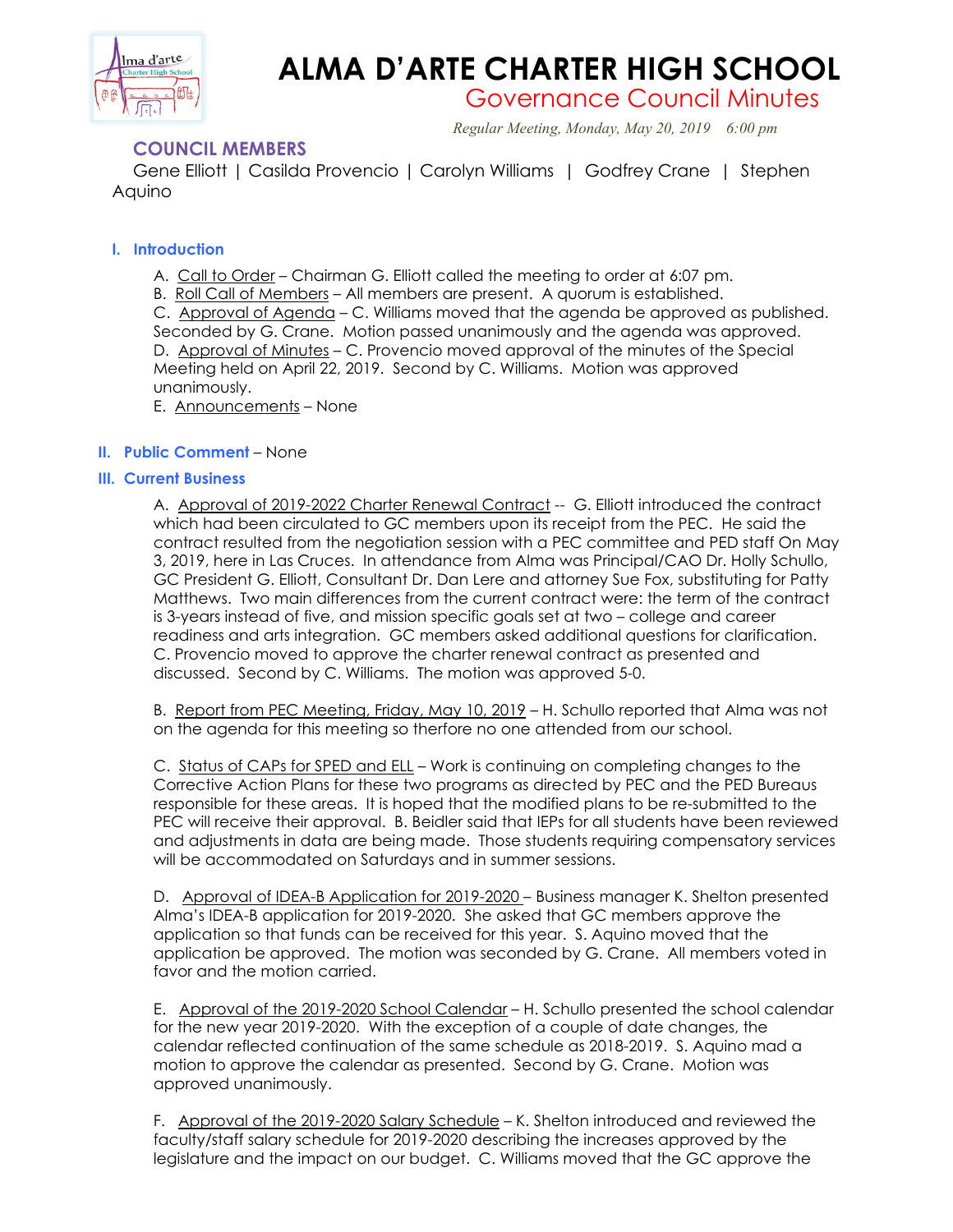# ALMA D'ARTE CHARTER HIGH SCHOOL

## Governance Council Minutes

*Regular Meeting, Monday, May 20, 2019    6:00 pm*

### COUNCIL MEMBERS

Gene Elliott | Casilda Provencio | Carolyn Williams | Godfrey Crane | Stephen Aquino

### I. Introduction

A. Call to Order – Chairman G. Elliott called the meeting to order at 6:07 pm.
B. Roll Call of Members – All members are present. A quorum is established.
C. Approval of Agenda – C. Williams moved that the agenda be approved as published. Seconded by G. Crane. Motion passed unanimously and the agenda was approved.
D. Approval of Minutes – C. Provencio moved approval of the minutes of the Special Meeting held on April 22, 2019. Second by C. Williams. Motion was approved unanimously.
E. Announcements – None

### II. Public Comment – None

### III. Current Business

A. Approval of 2019-2022 Charter Renewal Contract -- G. Elliott introduced the contract which had been circulated to GC members upon its receipt from the PEC. He said the contract resulted from the negotiation session with a PEC committee and PED staff On May 3, 2019, here in Las Cruces. In attendance from Alma was Principal/CAO Dr. Holly Schullo, GC President G. Elliott, Consultant Dr. Dan Lere and attorney Sue Fox, substituting for Patty Matthews. Two main differences from the current contract were: the term of the contract is 3-years instead of five, and mission specific goals set at two – college and career readiness and arts integration. GC members asked additional questions for clarification. C. Provencio moved to approve the charter renewal contract as presented and discussed. Second by C. Williams. The motion was approved 5-0.

B. Report from PEC Meeting, Friday, May 10, 2019 – H. Schullo reported that Alma was not on the agenda for this meeting so therfore no one attended from our school.

C. Status of CAPs for SPED and ELL – Work is continuing on completing changes to the Corrective Action Plans for these two programs as directed by PEC and the PED Bureaus responsible for these areas. It is hoped that the modified plans to be re-submitted to the PEC will receive their approval. B. Beidler said that IEPs for all students have been reviewed and adjustments in data are being made. Those students requiring compensatory services will be accommodated on Saturdays and in summer sessions.

D. Approval of IDEA-B Application for 2019-2020 – Business manager K. Shelton presented Alma's IDEA-B application for 2019-2020. She asked that GC members approve the application so that funds can be received for this year. S. Aquino moved that the application be approved. The motion was seconded by G. Crane. All members voted in favor and the motion carried.

E. Approval of the 2019-2020 School Calendar – H. Schullo presented the school calendar for the new year 2019-2020. With the exception of a couple of date changes, the calendar reflected continuation of the same schedule as 2018-2019. S. Aquino mad a motion to approve the calendar as presented. Second by G. Crane. Motion was approved unanimously.

F. Approval of the 2019-2020 Salary Schedule – K. Shelton introduced and reviewed the faculty/staff salary schedule for 2019-2020 describing the increases approved by the legislature and the impact on our budget. C. Williams moved that the GC approve the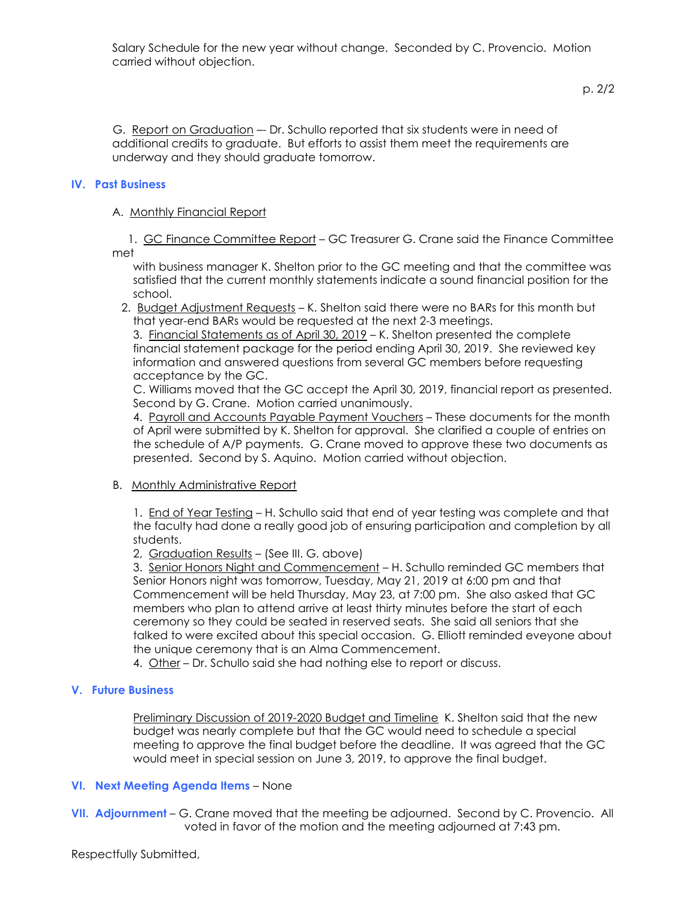Salary Schedule for the new year without change. Seconded by C. Provencio. Motion carried without objection.

G. Report on Graduation –- Dr. Schullo reported that six students were in need of additional credits to graduate. But efforts to assist them meet the requirements are underway and they should graduate tomorrow.

## IV. Past Business

A. Monthly Financial Report

1. GC Finance Committee Report – GC Treasurer G. Crane said the Finance Committee met with business manager K. Shelton prior to the GC meeting and that the committee was satisfied that the current monthly statements indicate a sound financial position for the school.
2. Budget Adjustment Requests – K. Shelton said there were no BARs for this month but that year-end BARs would be requested at the next 2-3 meetings.
3. Financial Statements as of April 30, 2019 – K. Shelton presented the complete financial statement package for the period ending April 30, 2019. She reviewed key information and answered questions from several GC members before requesting acceptance by the GC.
   C. Williams moved that the GC accept the April 30, 2019, financial report as presented. Second by G. Crane. Motion carried unanimously.
4. Payroll and Accounts Payable Payment Vouchers – These documents for the month of April were submitted by K. Shelton for approval. She clarified a couple of entries on the schedule of A/P payments. G. Crane moved to approve these two documents as presented. Second by S. Aquino. Motion carried without objection.

B. Monthly Administrative Report

1. End of Year Testing – H. Schullo said that end of year testing was complete and that the faculty had done a really good job of ensuring participation and completion by all students.
2, Graduation Results – (See III. G. above)
3. Senior Honors Night and Commencement – H. Schullo reminded GC members that Senior Honors night was tomorrow, Tuesday, May 21, 2019 at 6:00 pm and that Commencement will be held Thursday, May 23, at 7:00 pm. She also asked that GC members who plan to attend arrive at least thirty minutes before the start of each ceremony so they could be seated in reserved seats. She said all seniors that she talked to were excited about this special occasion. G. Elliott reminded eveyone about the unique ceremony that is an Alma Commencement.
4. Other – Dr. Schullo said she had nothing else to report or discuss.

## V. Future Business

Preliminary Discussion of 2019-2020 Budget and Timeline K. Shelton said that the new budget was nearly complete but that the GC would need to schedule a special meeting to approve the final budget before the deadline. It was agreed that the GC would meet in special session on June 3, 2019, to approve the final budget.

## VI. Next Meeting Agenda Items – None

## VII. Adjournment – G. Crane moved that the meeting be adjourned. Second by C. Provencio. All voted in favor of the motion and the meeting adjourned at 7:43 pm.

Respectfully Submitted,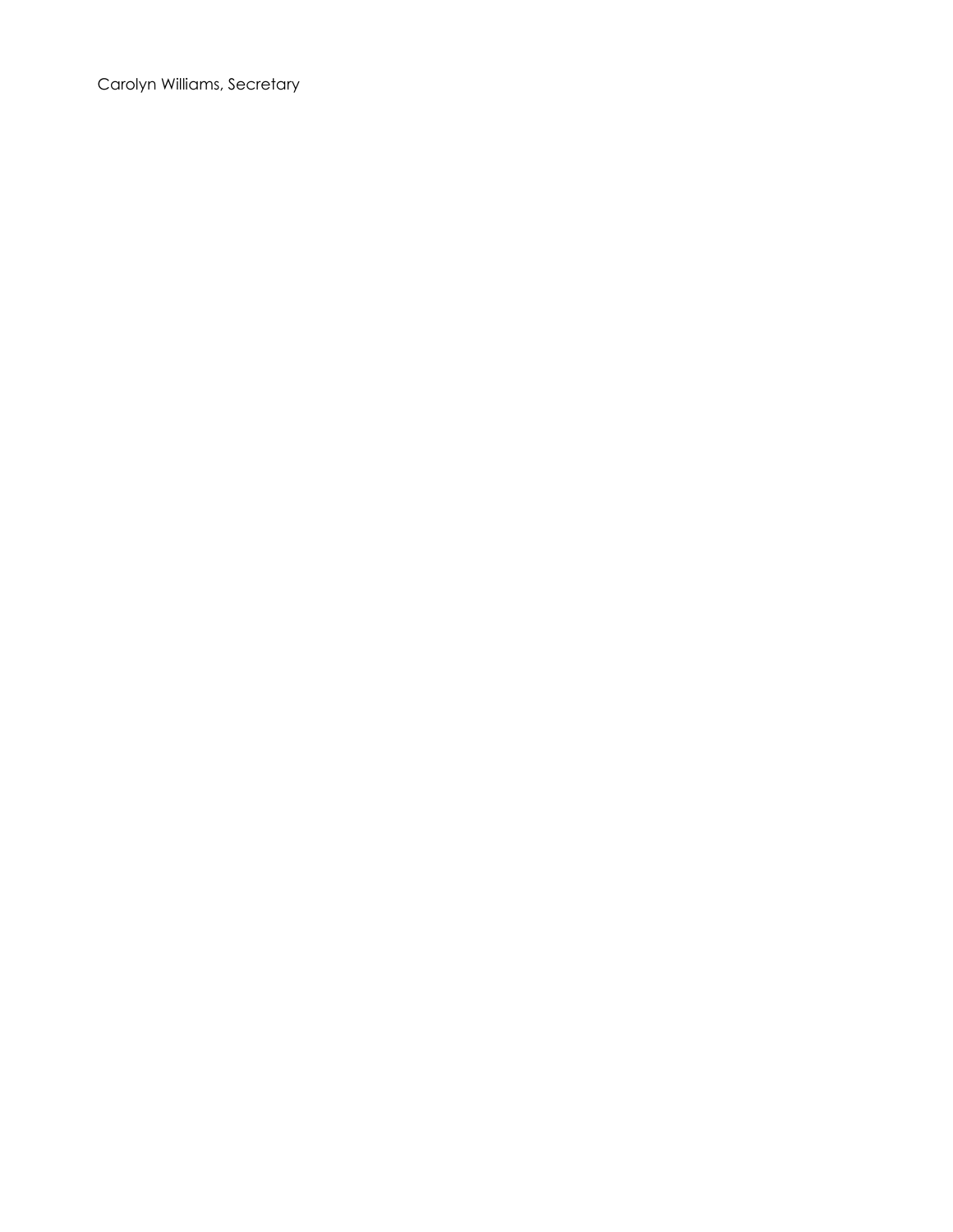Carolyn Williams, Secretary